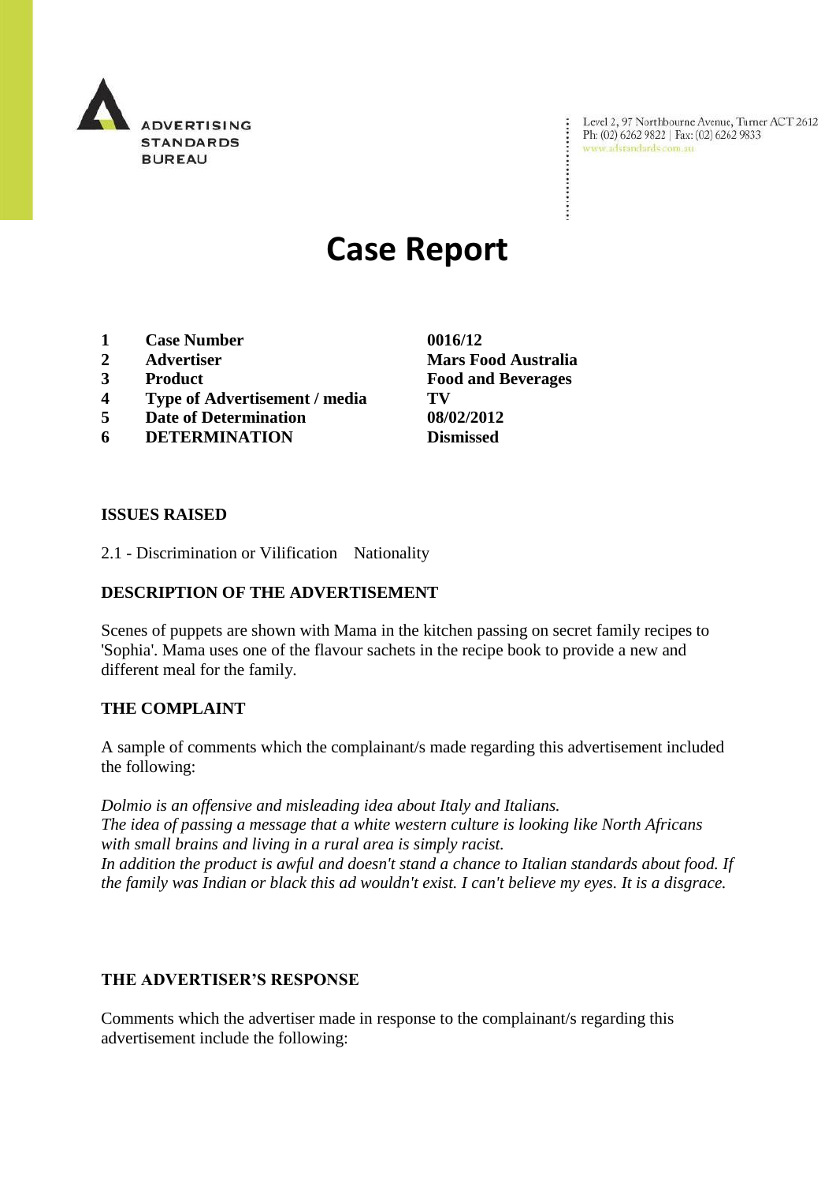ADVERTISING STANDARDS BUREAU

Level 2, 97 Northbourne Avenue, Turner ACT 2612
Ph: (02) 6262 9822 | Fax: (02) 6262 9833
www.adstandards.com.au

# Case Report

| | | |
|---|---|---|
| **1** | **Case Number** | **0016/12** |
| **2** | **Advertiser** | **Mars Food Australia** |
| **3** | **Product** | **Food and Beverages** |
| **4** | **Type of Advertisement / media** | **TV** |
| **5** | **Date of Determination** | **08/02/2012** |
| **6** | **DETERMINATION** | **Dismissed** |

**ISSUES RAISED**

2.1 - Discrimination or Vilification    Nationality

**DESCRIPTION OF THE ADVERTISEMENT**

Scenes of puppets are shown with Mama in the kitchen passing on secret family recipes to 'Sophia'. Mama uses one of the flavour sachets in the recipe book to provide a new and different meal for the family.

**THE COMPLAINT**

A sample of comments which the complainant/s made regarding this advertisement included the following:

*Dolmio is an offensive and misleading idea about Italy and Italians.*
*The idea of passing a message that a white western culture is looking like North Africans with small brains and living in a rural area is simply racist.*
*In addition the product is awful and doesn't stand a chance to Italian standards about food. If the family was Indian or black this ad wouldn't exist. I can't believe my eyes. It is a disgrace.*

**THE ADVERTISER'S RESPONSE**

Comments which the advertiser made in response to the complainant/s regarding this advertisement include the following: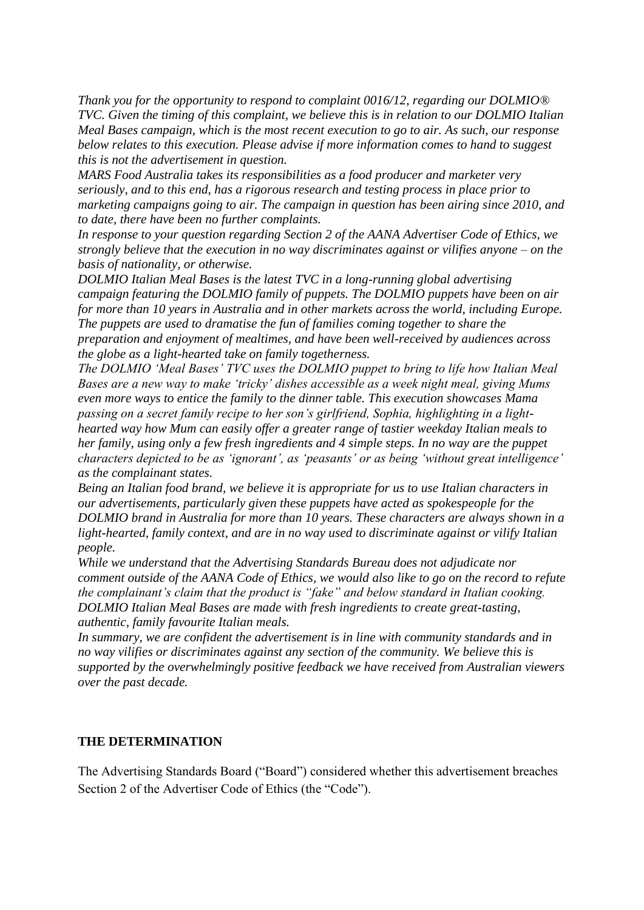*Thank you for the opportunity to respond to complaint 0016/12, regarding our DOLMIO® TVC. Given the timing of this complaint, we believe this is in relation to our DOLMIO Italian Meal Bases campaign, which is the most recent execution to go to air. As such, our response below relates to this execution. Please advise if more information comes to hand to suggest this is not the advertisement in question.*

*MARS Food Australia takes its responsibilities as a food producer and marketer very seriously, and to this end, has a rigorous research and testing process in place prior to marketing campaigns going to air. The campaign in question has been airing since 2010, and to date, there have been no further complaints.*

*In response to your question regarding Section 2 of the AANA Advertiser Code of Ethics, we strongly believe that the execution in no way discriminates against or vilifies anyone – on the basis of nationality, or otherwise.*

*DOLMIO Italian Meal Bases is the latest TVC in a long-running global advertising campaign featuring the DOLMIO family of puppets. The DOLMIO puppets have been on air for more than 10 years in Australia and in other markets across the world, including Europe. The puppets are used to dramatise the fun of families coming together to share the preparation and enjoyment of mealtimes, and have been well-received by audiences across the globe as a light-hearted take on family togetherness.*

*The DOLMIO 'Meal Bases' TVC uses the DOLMIO puppet to bring to life how Italian Meal Bases are a new way to make 'tricky' dishes accessible as a week night meal, giving Mums even more ways to entice the family to the dinner table. This execution showcases Mama passing on a secret family recipe to her son's girlfriend, Sophia, highlighting in a light-hearted way how Mum can easily offer a greater range of tastier weekday Italian meals to her family, using only a few fresh ingredients and 4 simple steps. In no way are the puppet characters depicted to be as 'ignorant', as 'peasants' or as being 'without great intelligence' as the complainant states.*

*Being an Italian food brand, we believe it is appropriate for us to use Italian characters in our advertisements, particularly given these puppets have acted as spokespeople for the DOLMIO brand in Australia for more than 10 years. These characters are always shown in a light-hearted, family context, and are in no way used to discriminate against or vilify Italian people.*

*While we understand that the Advertising Standards Bureau does not adjudicate nor comment outside of the AANA Code of Ethics, we would also like to go on the record to refute the complainant's claim that the product is "fake" and below standard in Italian cooking. DOLMIO Italian Meal Bases are made with fresh ingredients to create great-tasting, authentic, family favourite Italian meals.*

*In summary, we are confident the advertisement is in line with community standards and in no way vilifies or discriminates against any section of the community. We believe this is supported by the overwhelmingly positive feedback we have received from Australian viewers over the past decade.*

**THE DETERMINATION**

The Advertising Standards Board ("Board") considered whether this advertisement breaches Section 2 of the Advertiser Code of Ethics (the "Code").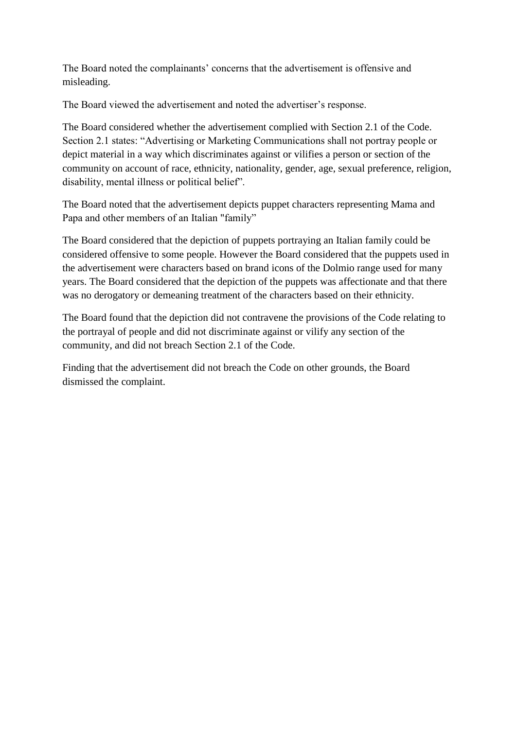The Board noted the complainants' concerns that the advertisement is offensive and misleading.

The Board viewed the advertisement and noted the advertiser's response.

The Board considered whether the advertisement complied with Section 2.1 of the Code. Section 2.1 states: "Advertising or Marketing Communications shall not portray people or depict material in a way which discriminates against or vilifies a person or section of the community on account of race, ethnicity, nationality, gender, age, sexual preference, religion, disability, mental illness or political belief".

The Board noted that the advertisement depicts puppet characters representing Mama and Papa and other members of an Italian "family"

The Board considered that the depiction of puppets portraying an Italian family could be considered offensive to some people. However the Board considered that the puppets used in the advertisement were characters based on brand icons of the Dolmio range used for many years. The Board considered that the depiction of the puppets was affectionate and that there was no derogatory or demeaning treatment of the characters based on their ethnicity.

The Board found that the depiction did not contravene the provisions of the Code relating to the portrayal of people and did not discriminate against or vilify any section of the community, and did not breach Section 2.1 of the Code.

Finding that the advertisement did not breach the Code on other grounds, the Board dismissed the complaint.